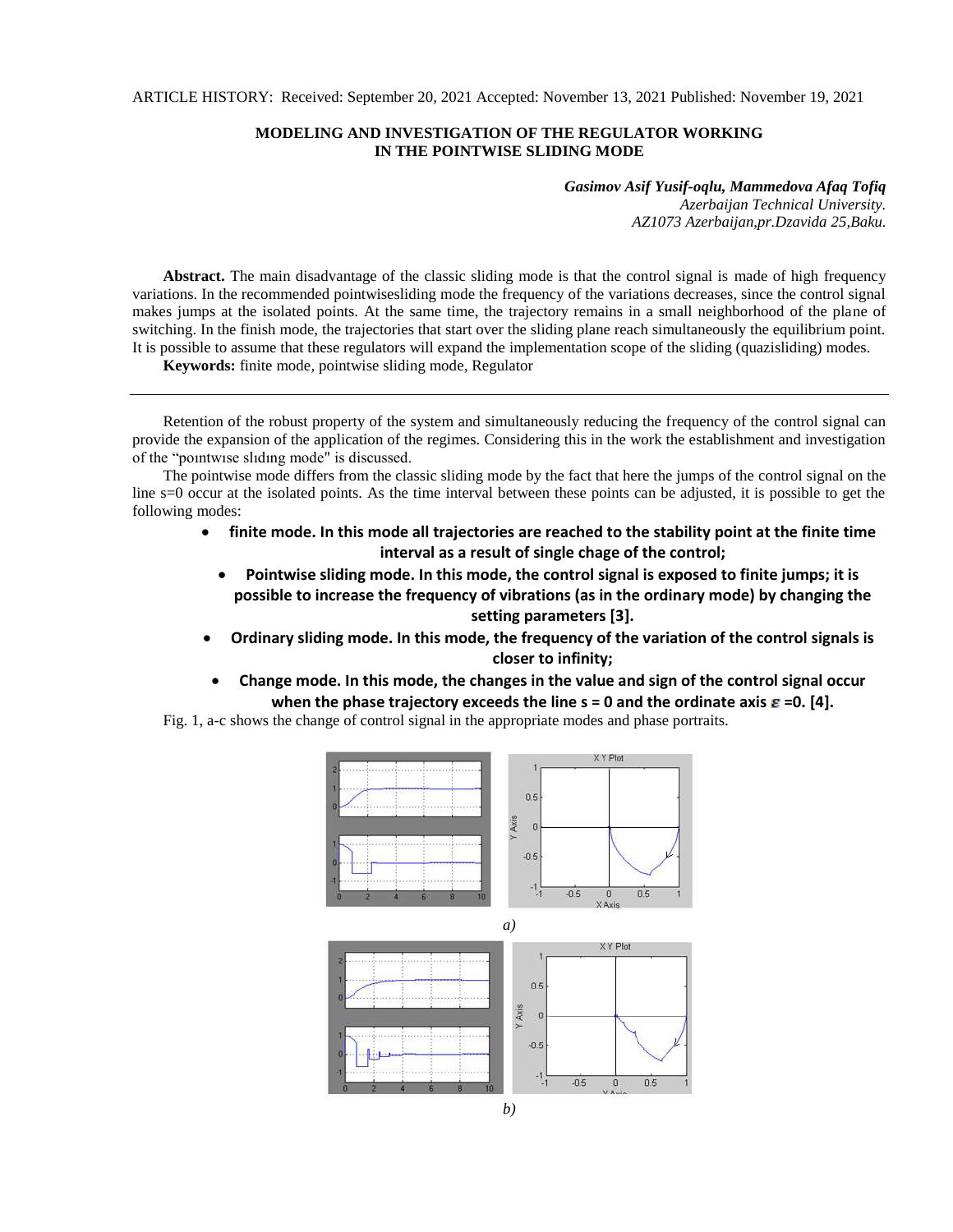ARTICLE HISTORY: Received: September 20, 2021 Accepted: November 13, 2021 Published: November 19, 2021

# MODELING AND INVESTIGATION OF THE REGULATOR WORKING IN THE POINTWISE SLIDING MODE

***Gasimov Asif Yusif-oqlu, Mammedova Afaq Tofiq***

*Azerbaijan Technical University.*
*AZ1073 Azerbaijan,pr.Dzavida 25,Baku.*

**Abstract.** The main disadvantage of the classic sliding mode is that the control signal is made of high frequency variations. In the recommended pointwisesliding mode the frequency of the variations decreases, since the control signal makes jumps at the isolated points. At the same time, the trajectory remains in a small neighborhood of the plane of switching. In the finish mode, the trajectories that start over the sliding plane reach simultaneously the equilibrium point. It is possible to assume that these regulators will expand the implementation scope of the sliding (quazisliding) modes.

**Keywords:** finite mode, pointwise sliding mode, Regulator

---

Retention of the robust property of the system and simultaneously reducing the frequency of the control signal can provide the expansion of the application of the regimes. Considering this in the work the establishment and investigation of the "poıntwıse slıdıng mode" is discussed.

The pointwise mode differs from the classic sliding mode by the fact that here the jumps of the control signal on the line s=0 occur at the isolated points. As the time interval between these points can be adjusted, it is possible to get the following modes:

- **finite mode. In this mode all trajectories are reached to the stability point at the finite time interval as a result of single chage of the control;**
- **Pointwise sliding mode. In this mode, the control signal is exposed to finite jumps; it is possible to increase the frequency of vibrations (as in the ordinary mode) by changing the setting parameters [3].**
- **Ordinary sliding mode. In this mode, the frequency of the variation of the control signals is closer to infinity;**
- **Change mode. In this mode, the changes in the value and sign of the control signal occur when the phase trajectory exceeds the line s = 0 and the ordinate axis $\varepsilon$ =0. [4].**

Fig. 1, a-c shows the change of control signal in the appropriate modes and phase portraits.

X Y Plot

Y Axis

X Axis

*a)*

X Y Plot

Y Axis

X Axis

*b)*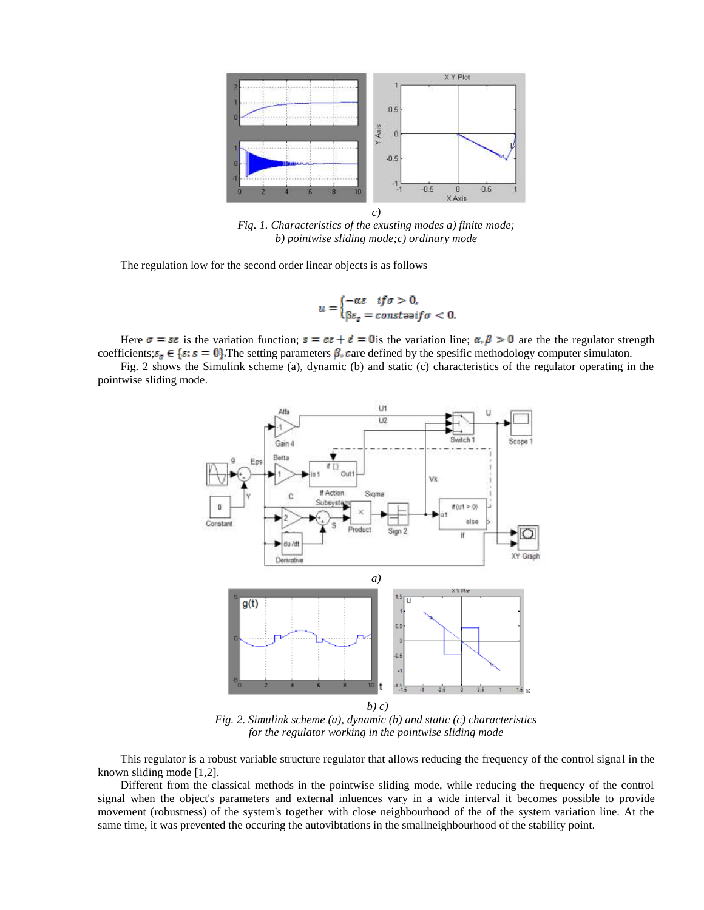c)

*Fig. 1. Characteristics of the exusting modes a) finite mode; b) pointwise sliding mode;c) ordinary mode*

The regulation low for the second order linear objects is as follows

$$u = \begin{cases} -\alpha\varepsilon & if \sigma > 0, \\ \beta\varepsilon_g = const \partial if \sigma < 0. \end{cases}$$

Here $\sigma = s\varepsilon$ is the variation function; $s = c\varepsilon + \dot{\varepsilon} = 0$ is the variation line; $\alpha, \beta > 0$ are the the regulator strength coefficients;$\varepsilon_g \in \{\varepsilon: s = 0\}$.The setting parameters $\beta, c$ are defined by the spesific methodology computer simulaton.

Fig. 2 shows the Simulink scheme (a), dynamic (b) and static (c) characteristics of the regulator operating in the pointwise sliding mode.

a)

b) c)

*Fig. 2. Simulink scheme (a), dynamic (b) and static (c) characteristics for the regulator working in the pointwise sliding mode*

This regulator is a robust variable structure regulator that allows reducing the frequency of the control signal in the known sliding mode [1,2].

Different from the classical methods in the pointwise sliding mode, while reducing the frequency of the control signal when the object's parameters and external inluences vary in a wide interval it becomes possible to provide movement (robustness) of the system's together with close neighbourhood of the of the system variation line. At the same time, it was prevented the occuring the autovibtations in the smallneighbourhood of the stability point.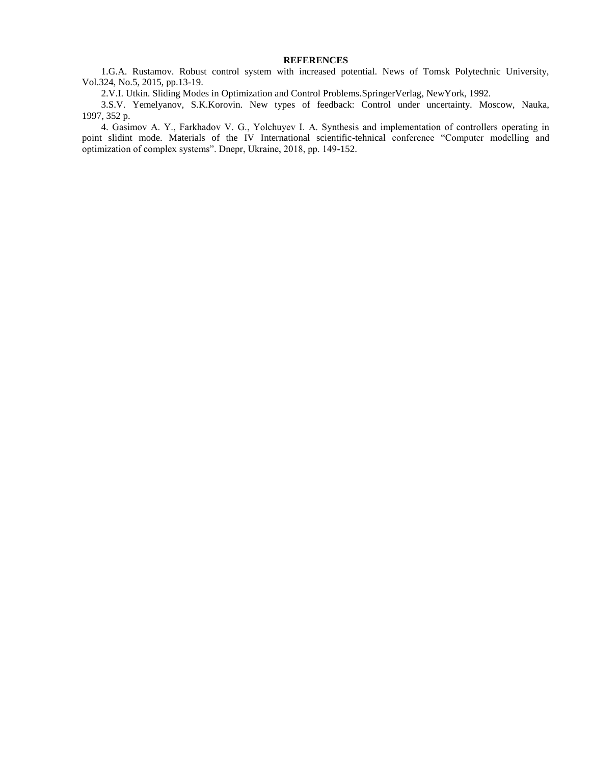**REFERENCES**

1.G.A. Rustamov. Robust control system with increased potential. News of Tomsk Polytechnic University, Vol.324, No.5, 2015, pp.13-19.

2.V.I. Utkin. Sliding Modes in Optimization and Control Problems.SpringerVerlag, NewYork, 1992.

3.S.V. Yemelyanov, S.K.Korovin. New types of feedback: Control under uncertainty. Moscow, Nauka, 1997, 352 p.

4. Gasimov A. Y., Farkhadov V. G., Yolchuyev I. A. Synthesis and implementation of controllers operating in point slidint mode. Materials of the IV International scientific-tehnical conference “Computer modelling and optimization of complex systems”. Dnepr, Ukraine, 2018, pp. 149-152.